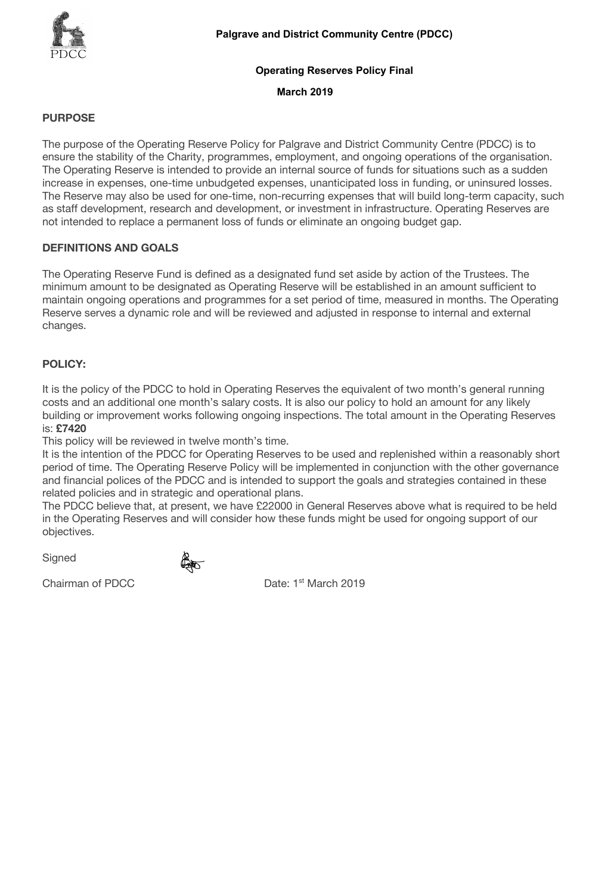**Palgrave and District Community Centre (PDCC)**

**Operating Reserves Policy Final**

**March 2019**

## PURPOSE

The purpose of the Operating Reserve Policy for Palgrave and District Community Centre (PDCC) is to ensure the stability of the Charity, programmes, employment, and ongoing operations of the organisation. The Operating Reserve is intended to provide an internal source of funds for situations such as a sudden increase in expenses, one-time unbudgeted expenses, unanticipated loss in funding, or uninsured losses. The Reserve may also be used for one-time, non-recurring expenses that will build long-term capacity, such as staff development, research and development, or investment in infrastructure. Operating Reserves are not intended to replace a permanent loss of funds or eliminate an ongoing budget gap.

## DEFINITIONS AND GOALS

The Operating Reserve Fund is defined as a designated fund set aside by action of the Trustees. The minimum amount to be designated as Operating Reserve will be established in an amount sufficient to maintain ongoing operations and programmes for a set period of time, measured in months. The Operating Reserve serves a dynamic role and will be reviewed and adjusted in response to internal and external changes.

## POLICY:

It is the policy of the PDCC to hold in Operating Reserves the equivalent of two month's general running costs and an additional one month's salary costs. It is also our policy to hold an amount for any likely building or improvement works following ongoing inspections. The total amount in the Operating Reserves is: **£7420**

This policy will be reviewed in twelve month's time.

It is the intention of the PDCC for Operating Reserves to be used and replenished within a reasonably short period of time. The Operating Reserve Policy will be implemented in conjunction with the other governance and financial polices of the PDCC and is intended to support the goals and strategies contained in these related policies and in strategic and operational plans.

The PDCC believe that, at present, we have £22000 in General Reserves above what is required to be held in the Operating Reserves and will consider how these funds might be used for ongoing support of our objectives.

Signed

Chairman of PDCC Date: 1st March 2019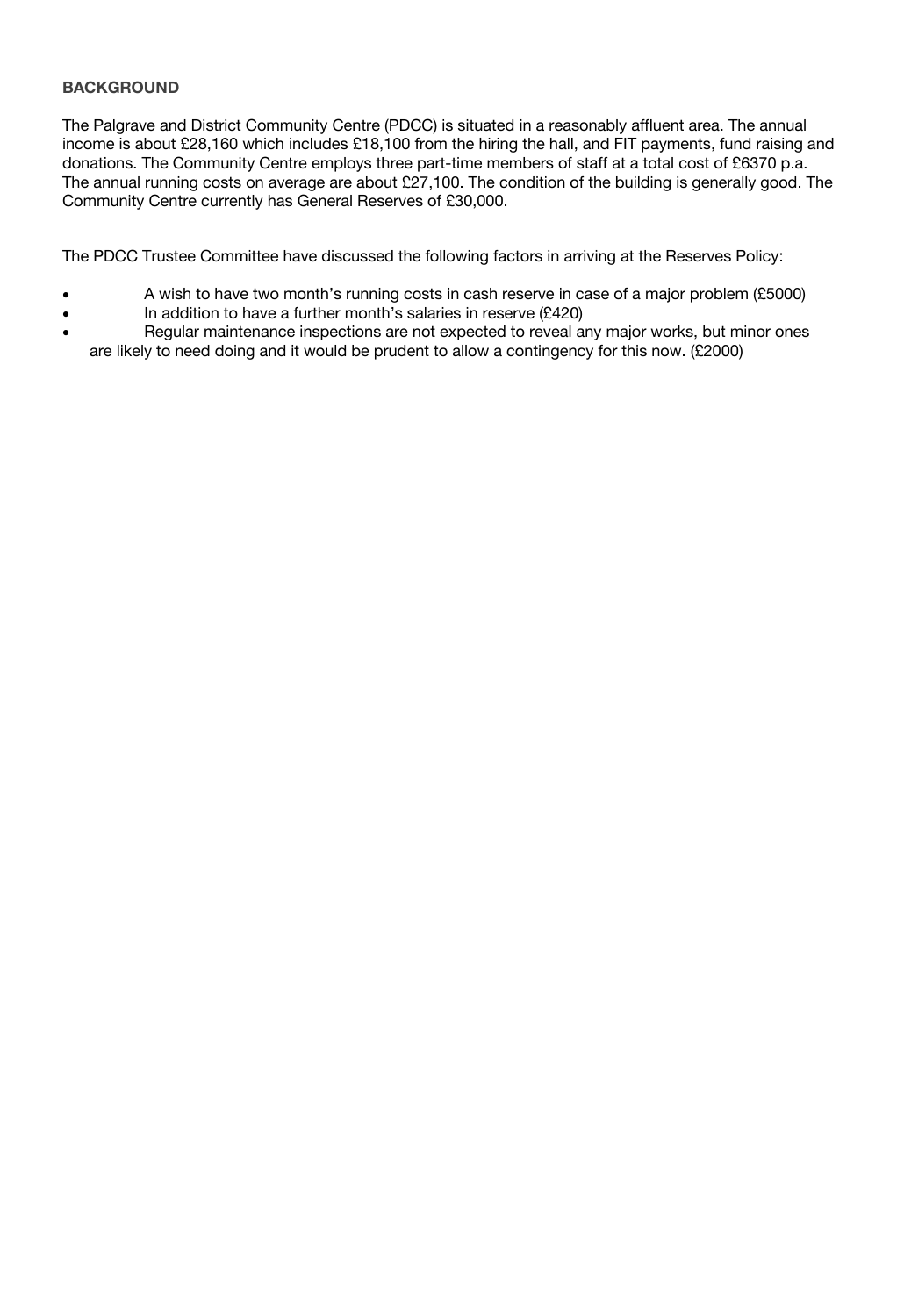**BACKGROUND**

The Palgrave and District Community Centre (PDCC) is situated in a reasonably affluent area. The annual income is about £28,160 which includes £18,100 from the hiring the hall, and FIT payments, fund raising and donations. The Community Centre employs three part-time members of staff at a total cost of £6370 p.a. The annual running costs on average are about £27,100. The condition of the building is generally good. The Community Centre currently has General Reserves of £30,000.

The PDCC Trustee Committee have discussed the following factors in arriving at the Reserves Policy:

- A wish to have two month's running costs in cash reserve in case of a major problem (£5000)
- In addition to have a further month's salaries in reserve (£420)
- Regular maintenance inspections are not expected to reveal any major works, but minor ones are likely to need doing and it would be prudent to allow a contingency for this now. (£2000)